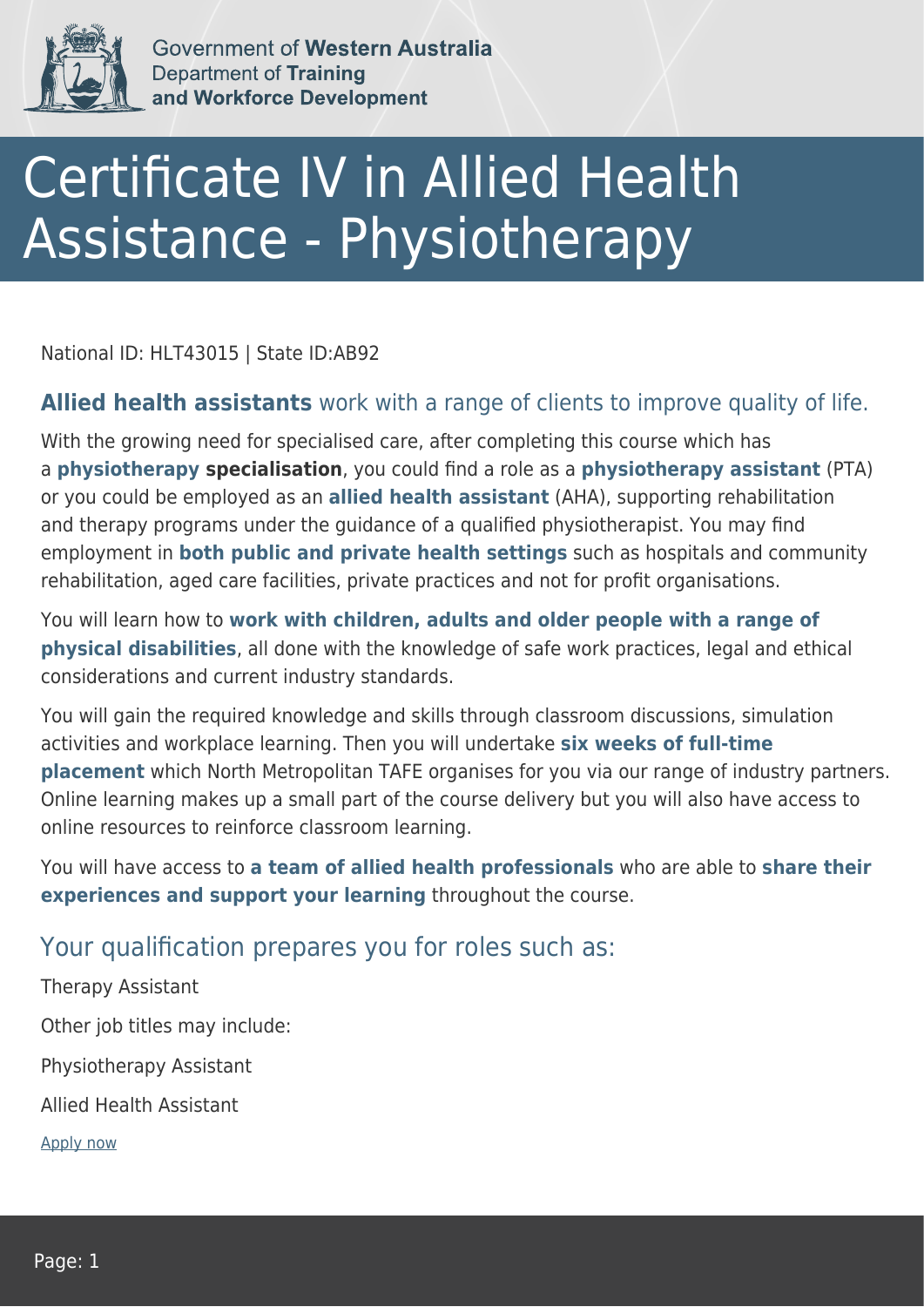Government of **Western Australia**
Department of **Training and Workforce Development**

# Certificate IV in Allied Health Assistance - Physiotherapy

National ID: HLT43015 | State ID:AB92

## **Allied health assistants** work with a range of clients to improve quality of life.

With the growing need for specialised care, after completing this course which has a **physiotherapy specialisation**, you could find a role as a **physiotherapy assistant** (PTA) or you could be employed as an **allied health assistant** (AHA), supporting rehabilitation and therapy programs under the guidance of a qualified physiotherapist. You may find employment in **both public and private health settings** such as hospitals and community rehabilitation, aged care facilities, private practices and not for profit organisations.

You will learn how to **work with children, adults and older people with a range of physical disabilities**, all done with the knowledge of safe work practices, legal and ethical considerations and current industry standards.

You will gain the required knowledge and skills through classroom discussions, simulation activities and workplace learning. Then you will undertake **six weeks of full-time placement** which North Metropolitan TAFE organises for you via our range of industry partners. Online learning makes up a small part of the course delivery but you will also have access to online resources to reinforce classroom learning.

You will have access to **a team of allied health professionals** who are able to **share their experiences and support your learning** throughout the course.

## Your qualification prepares you for roles such as:

Therapy Assistant

Other job titles may include:

Physiotherapy Assistant

Allied Health Assistant

Apply now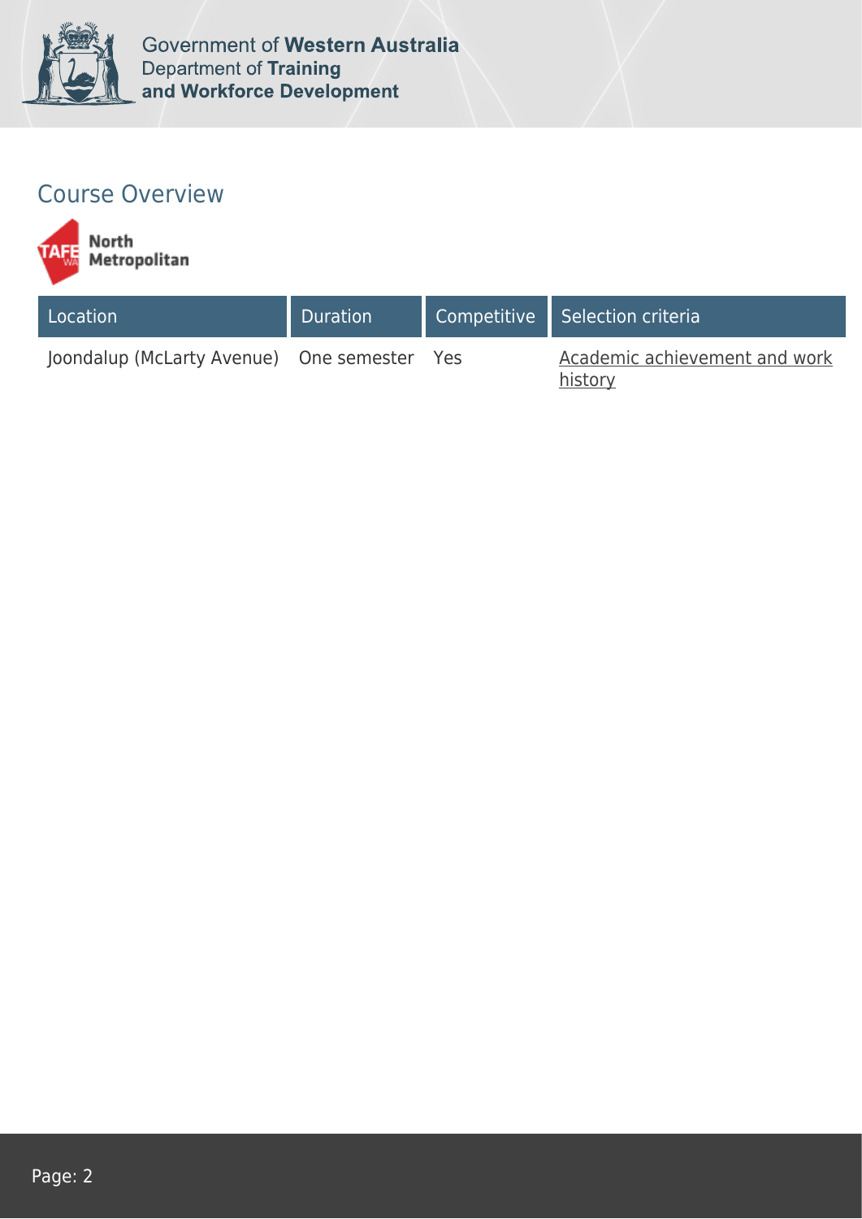## Course Overview

North Metropolitan

| Location | Duration | Competitive | Selection criteria |
| --- | --- | --- | --- |
| Joondalup (McLarty Avenue) | One semester | Yes | Academic achievement and work history |